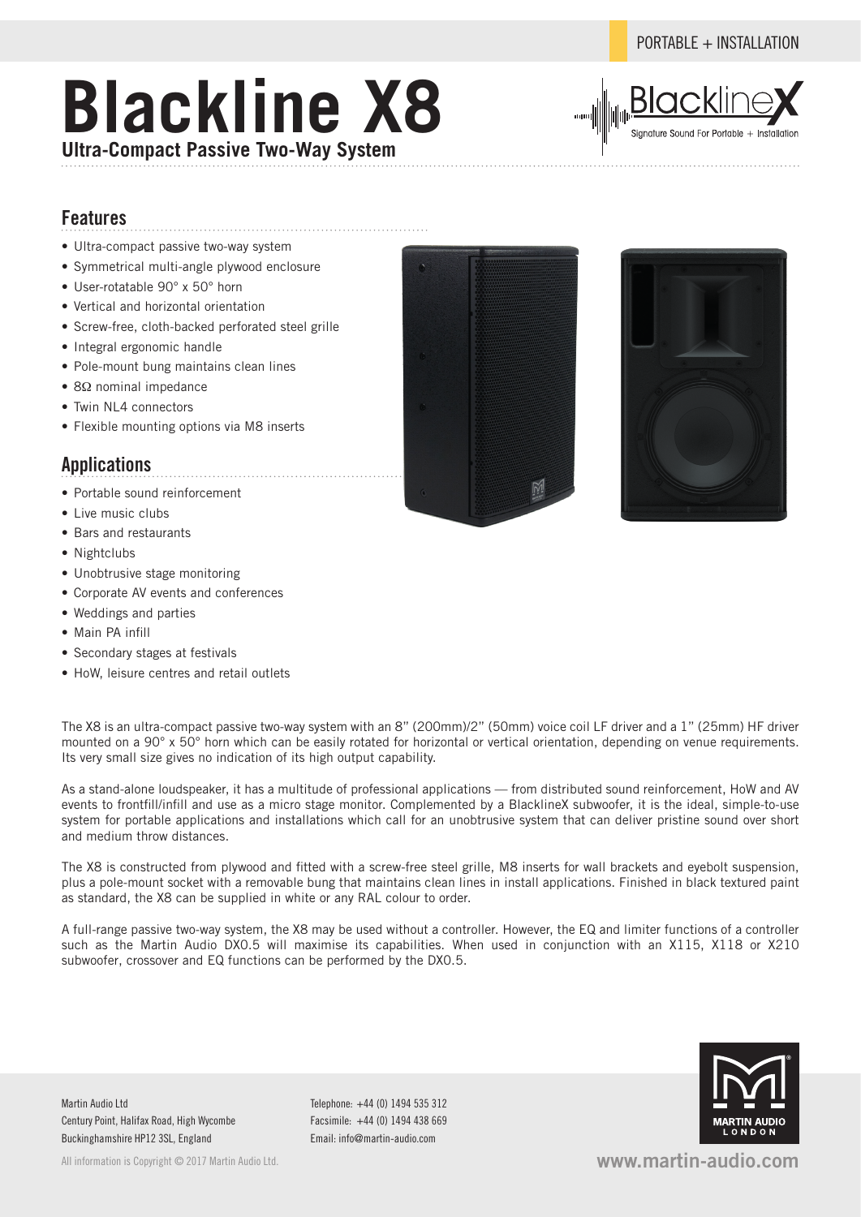PORTABLE + INSTALLATION

# Blackline X8

**Ultra-Compact Passive Two-Way System**

## Features

- Ultra-compact passive two-way system
- Symmetrical multi-angle plywood enclosure
- User-rotatable 90° x 50° horn
- Vertical and horizontal orientation
- Screw-free, cloth-backed perforated steel grille
- Integral ergonomic handle
- Pole-mount bung maintains clean lines
- 8Ω nominal impedance
- Twin NL4 connectors
- Flexible mounting options via M8 inserts

## Applications

- Portable sound reinforcement
- Live music clubs
- Bars and restaurants
- Nightclubs
- Unobtrusive stage monitoring
- Corporate AV events and conferences
- Weddings and parties
- Main PA infill
- Secondary stages at festivals
- HoW, leisure centres and retail outlets

The X8 is an ultra-compact passive two-way system with an 8" (200mm)/2" (50mm) voice coil LF driver and a 1" (25mm) HF driver mounted on a 90° x 50° horn which can be easily rotated for horizontal or vertical orientation, depending on venue requirements. Its very small size gives no indication of its high output capability.

As a stand-alone loudspeaker, it has a multitude of professional applications — from distributed sound reinforcement, HoW and AV events to frontfill/infill and use as a micro stage monitor. Complemented by a BlacklineX subwoofer, it is the ideal, simple-to-use system for portable applications and installations which call for an unobtrusive system that can deliver pristine sound over short and medium throw distances.

The X8 is constructed from plywood and fitted with a screw-free steel grille, M8 inserts for wall brackets and eyebolt suspension, plus a pole-mount socket with a removable bung that maintains clean lines in install applications. Finished in black textured paint as standard, the X8 can be supplied in white or any RAL colour to order.

A full-range passive two-way system, the X8 may be used without a controller. However, the EQ and limiter functions of a controller such as the Martin Audio DX0.5 will maximise its capabilities. When used in conjunction with an X115, X118 or X210 subwoofer, crossover and EQ functions can be performed by the DX0.5.

Martin Audio Ltd
Century Point, Halifax Road, High Wycombe
Buckinghamshire HP12 3SL, England

Telephone: +44 (0) 1494 535 312
Facsimile: +44 (0) 1494 438 669
Email: info@martin-audio.com

All information is Copyright © 2017 Martin Audio Ltd.

www.martin-audio.com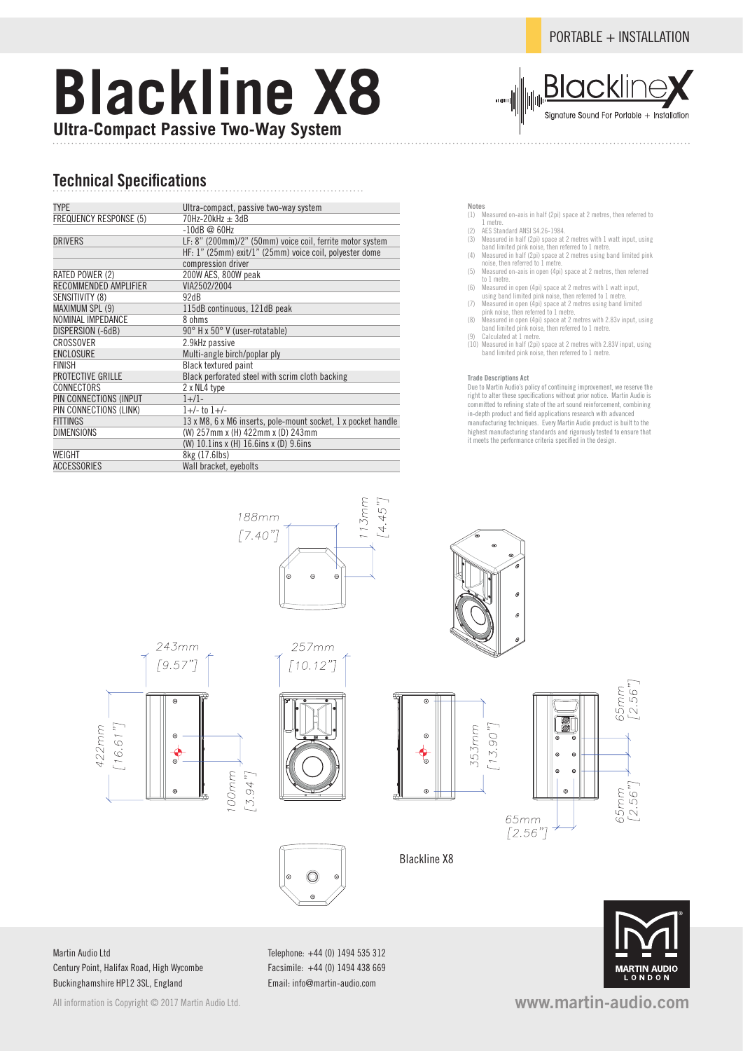PORTABLE + INSTALLATION

# Blackline X8

## Ultra-Compact Passive Two-Way System

BlacklineX
Signature Sound For Portable + Installation

## Technical Specifications

| | |
|---|---|
| TYPE | Ultra-compact, passive two-way system |
| FREQUENCY RESPONSE (5) | 70Hz-20kHz ± 3dB |
| | -10dB @ 60Hz |
| DRIVERS | LF: 8" (200mm)/2" (50mm) voice coil, ferrite motor system |
| | HF: 1" (25mm) exit/1" (25mm) voice coil, polyester dome |
| | compression driver |
| RATED POWER (2) | 200W AES, 800W peak |
| RECOMMENDED AMPLIFIER | VIA2502/2004 |
| SENSITIVITY (8) | 92dB |
| MAXIMUM SPL (9) | 115dB continuous, 121dB peak |
| NOMINAL IMPEDANCE | 8 ohms |
| DISPERSION (-6dB) | 90° H x 50° V (user-rotatable) |
| CROSSOVER | 2.9kHz passive |
| ENCLOSURE | Multi-angle birch/poplar ply |
| FINISH | Black textured paint |
| PROTECTIVE GRILLE | Black perforated steel with scrim cloth backing |
| CONNECTORS | 2 x NL4 type |
| PIN CONNECTIONS (INPUT | 1+/1- |
| PIN CONNECTIONS (LINK) | 1+/- to 1+/- |
| FITTINGS | 13 x M8, 6 x M6 inserts, pole-mount socket, 1 x pocket handle |
| DIMENSIONS | (W) 257mm x (H) 422mm x (D) 243mm |
| | (W) 10.1ins x (H) 16.6ins x (D) 9.6ins |
| WEIGHT | 8kg (17.6lbs) |
| ACCESSORIES | Wall bracket, eyebolts |

**Notes**

(1) Measured on-axis in half (2pi) space at 2 metres, then referred to 1 metre.
(2) AES Standard ANSI S4.26-1984.
(3) Measured in half (2pi) space at 2 metres with 1 watt input, using band limited pink noise, then referred to 1 metre.
(4) Measured in half (2pi) space at 2 metres using band limited pink noise, then referred to 1 metre.
(5) Measured on-axis in open (4pi) space at 2 metres, then referred to 1 metre.
(6) Measured in open (4pi) space at 2 metres with 1 watt input, using band limited pink noise, then referred to 1 metre.
(7) Measured in open (4pi) space at 2 metres using band limited pink noise, then referred to 1 metre.
(8) Measured in open (4pi) space at 2 metres with 2.83v input, using band limited pink noise, then referred to 1 metre.
(9) Calculated at 1 metre.
(10) Measured in half (2pi) space at 2 metres with 2.83V input, using band limited pink noise, then referred to 1 metre.

**Trade Descriptions Act**

Due to Martin Audio's policy of continuing improvement, we reserve the right to alter these specifications without prior notice. Martin Audio is committed to refining state of the art sound reinforcement, combining in-depth product and field applications research with advanced manufacturing techniques. Every Martin Audio product is built to the highest manufacturing standards and rigorously tested to ensure that it meets the performance criteria specified in the design.

188mm [7.40"]
113mm [4.45"]
243mm [9.57"]
257mm [10.12"]
422mm [16.61"]
100mm [3.94"]
353mm [13.90"]
65mm [2.56"]
65mm [2.56"]
65mm [2.56"]

Blackline X8

Martin Audio Ltd
Century Point, Halifax Road, High Wycombe
Buckinghamshire HP12 3SL, England

Telephone: +44 (0) 1494 535 312
Facsimile: +44 (0) 1494 438 669
Email: info@martin-audio.com

MARTIN AUDIO LONDON

All information is Copyright © 2017 Martin Audio Ltd.

www.martin-audio.com